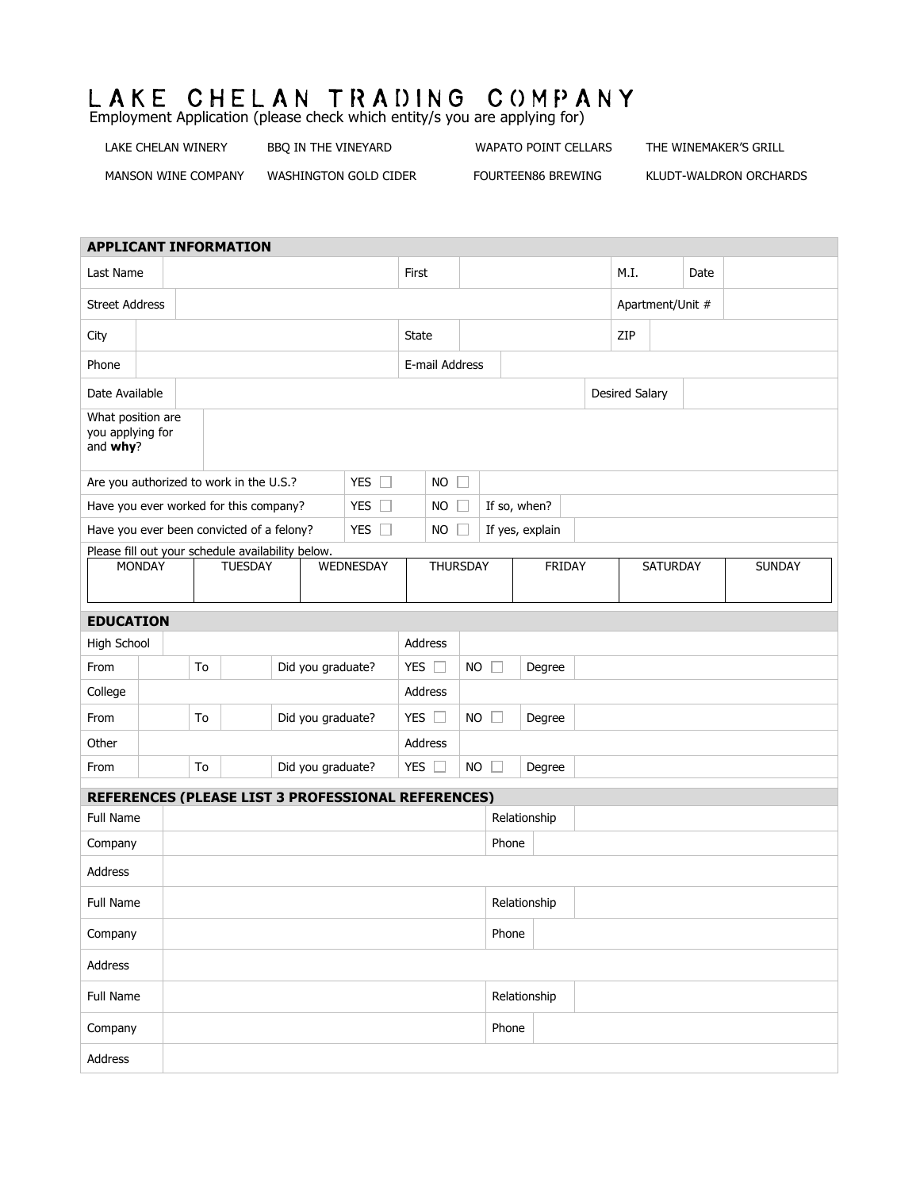# LAKE CHELAN TRADING COMPANY

Employment Application (please check which entity/s you are applying for)

| | | | |
|---|---|---|---|
| LAKE CHELAN WINERY | BBQ IN THE VINEYARD | WAPATO POINT CELLARS | THE WINEMAKER'S GRILL |
| MANSON WINE COMPANY | WASHINGTON GOLD CIDER | FOURTEEN86 BREWING | KLUDT-WALDRON ORCHARDS |

## APPLICANT INFORMATION

| | | | | | | | |
|---|---|---|---|---|---|---|---|
| Last Name | | First | | M.I. | | Date | |
| Street Address | | | | Apartment/Unit # | | | |
| City | | State | | ZIP | | | |
| Phone | | E-mail Address | | | | | |
| Date Available | | | | Desired Salary | | | |
| What position are you applying for and **why**? | | | | | | | |

| | | | | |
|---|---|---|---|---|
| Are you authorized to work in the U.S.? | YES ☐ | NO ☐ | | |
| Have you ever worked for this company? | YES ☐ | NO ☐ | If so, when? | |
| Have you ever been convicted of a felony? | YES ☐ | NO ☐ | If yes, explain | |

Please fill out your schedule availability below.

| MONDAY | TUESDAY | WEDNESDAY | THURSDAY | FRIDAY | SATURDAY | SUNDAY |
|---|---|---|---|---|---|---|
| | | | | | | |

## EDUCATION

| | | | | | | | | |
|---|---|---|---|---|---|---|---|---|
| High School | | | | Address | | | | |
| From | | To | | Did you graduate? | YES ☐ | NO ☐ | Degree | |
| College | | | | Address | | | | |
| From | | To | | Did you graduate? | YES ☐ | NO ☐ | Degree | |
| Other | | | | Address | | | | |
| From | | To | | Did you graduate? | YES ☐ | NO ☐ | Degree | |

## REFERENCES (PLEASE LIST 3 PROFESSIONAL REFERENCES)

| | | | |
|---|---|---|---|
| Full Name | | Relationship | |
| Company | | Phone | |
| Address | | | |
| Full Name | | Relationship | |
| Company | | Phone | |
| Address | | | |
| Full Name | | Relationship | |
| Company | | Phone | |
| Address | | | |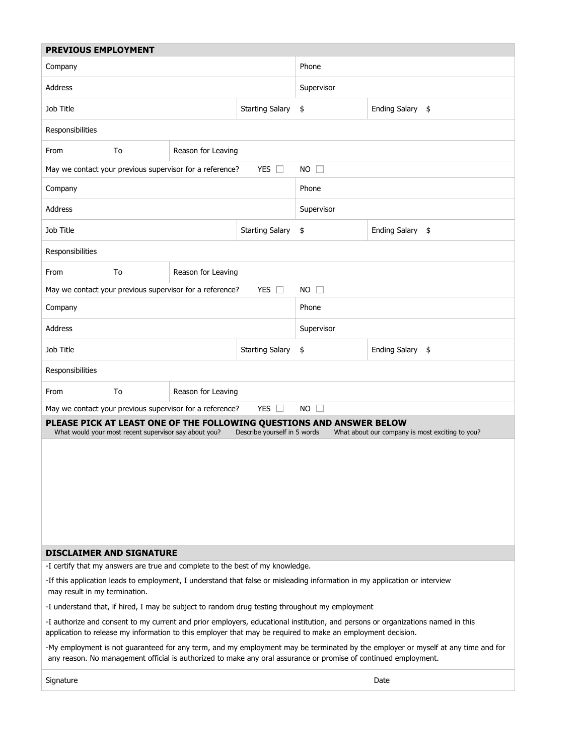## PREVIOUS EMPLOYMENT

| | | | | | |
|---|---|---|---|---|---|
| Company | | | Phone | | |
| Address | | | Supervisor | | |
| Job Title | | Starting Salary | $ | Ending Salary | $ |
| Responsibilities | | | | | |
| From | To | Reason for Leaving | | | |
| May we contact your previous supervisor for a reference? | | YES ☐ | NO ☐ | | |
| Company | | | Phone | | |
| Address | | | Supervisor | | |
| Job Title | | Starting Salary | $ | Ending Salary | $ |
| Responsibilities | | | | | |
| From | To | Reason for Leaving | | | |
| May we contact your previous supervisor for a reference? | | YES ☐ | NO ☐ | | |
| Company | | | Phone | | |
| Address | | | Supervisor | | |
| Job Title | | Starting Salary | $ | Ending Salary | $ |
| Responsibilities | | | | | |
| From | To | Reason for Leaving | | | |
| May we contact your previous supervisor for a reference? | | YES ☐ | NO ☐ | | |

## PLEASE PICK AT LEAST ONE OF THE FOLLOWING QUESTIONS AND ANSWER BELOW

What would your most recent supervisor say about you? Describe yourself in 5 words What about our company is most exciting to you?

## DISCLAIMER AND SIGNATURE

-I certify that my answers are true and complete to the best of my knowledge.

-If this application leads to employment, I understand that false or misleading information in my application or interview may result in my termination.

-I understand that, if hired, I may be subject to random drug testing throughout my employment

-I authorize and consent to my current and prior employers, educational institution, and persons or organizations named in this application to release my information to this employer that may be required to make an employment decision.

-My employment is not guaranteed for any term, and my employment may be terminated by the employer or myself at any time and for any reason. No management official is authorized to make any oral assurance or promise of continued employment.

| | |
|---|---|
| Signature | Date |